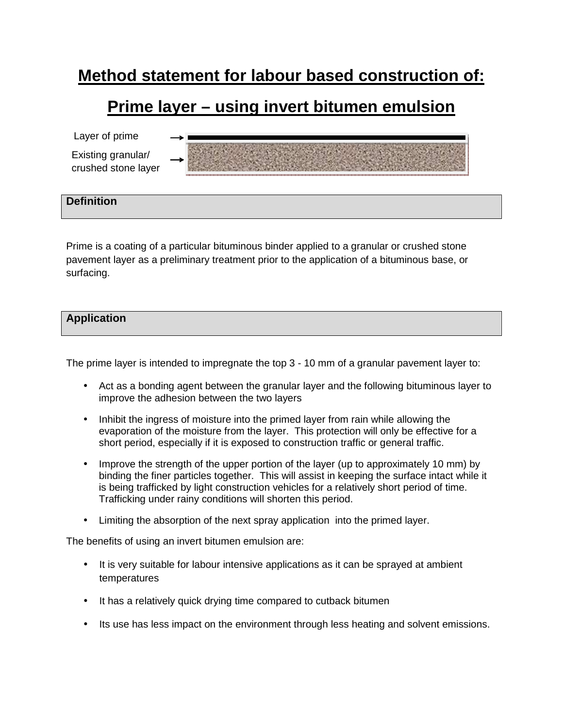# Method statement for labour based construction of:

# Prime layer – using invert bitumen emulsion

Layer of prime

Existing granular/ crushed stone layer

## Definition

Prime is a coating of a particular bituminous binder applied to a granular or crushed stone pavement layer as a preliminary treatment prior to the application of a bituminous base, or surfacing.

## Application

The prime layer is intended to impregnate the top 3 - 10 mm of a granular pavement layer to:

- Act as a bonding agent between the granular layer and the following bituminous layer to improve the adhesion between the two layers
- Inhibit the ingress of moisture into the primed layer from rain while allowing the evaporation of the moisture from the layer. This protection will only be effective for a short period, especially if it is exposed to construction traffic or general traffic.
- Improve the strength of the upper portion of the layer (up to approximately 10 mm) by binding the finer particles together. This will assist in keeping the surface intact while it is being trafficked by light construction vehicles for a relatively short period of time. Trafficking under rainy conditions will shorten this period.
- Limiting the absorption of the next spray application into the primed layer.

The benefits of using an invert bitumen emulsion are:

- It is very suitable for labour intensive applications as it can be sprayed at ambient temperatures
- It has a relatively quick drying time compared to cutback bitumen
- Its use has less impact on the environment through less heating and solvent emissions.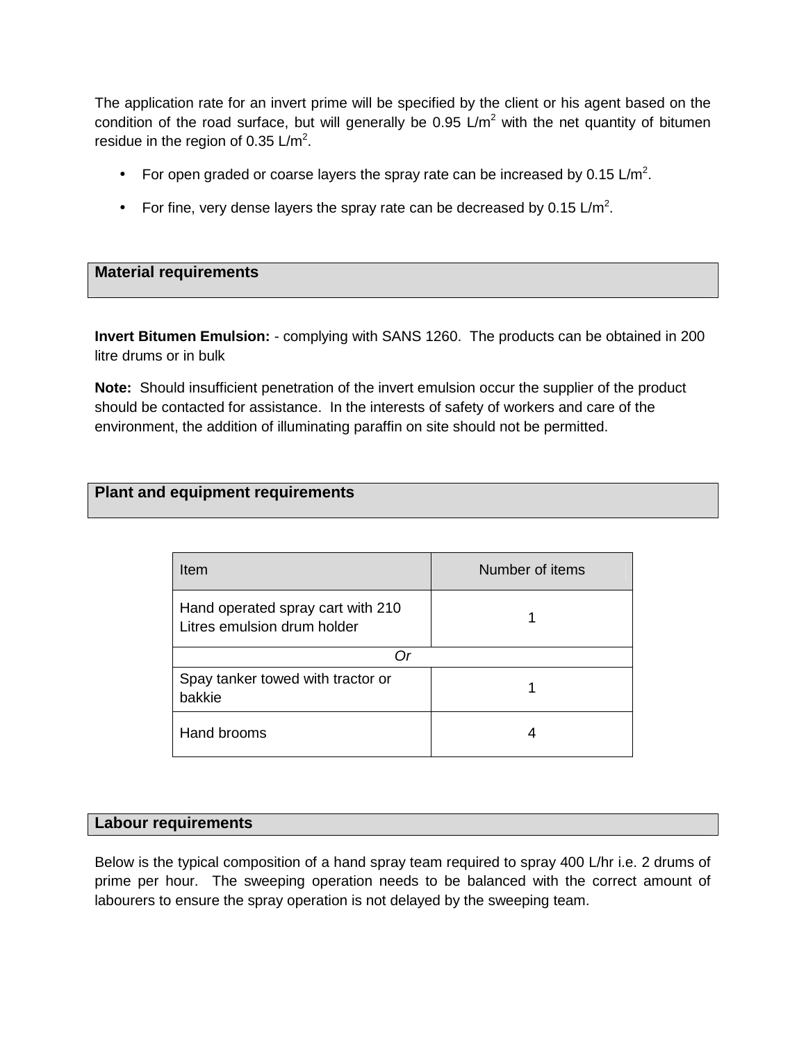The application rate for an invert prime will be specified by the client or his agent based on the condition of the road surface, but will generally be 0.95 L/m$^2$ with the net quantity of bitumen residue in the region of 0.35 L/m$^2$.

- For open graded or coarse layers the spray rate can be increased by 0.15 L/m$^2$.
- For fine, very dense layers the spray rate can be decreased by 0.15 L/m$^2$.

## Material requirements

**Invert Bitumen Emulsion:** - complying with SANS 1260. The products can be obtained in 200 litre drums or in bulk

**Note:** Should insufficient penetration of the invert emulsion occur the supplier of the product should be contacted for assistance. In the interests of safety of workers and care of the environment, the addition of illuminating paraffin on site should not be permitted.

## Plant and equipment requirements

| Item | Number of items |
|---|---|
| Hand operated spray cart with 210 Litres emulsion drum holder | 1 |
| *Or* | |
| Spay tanker towed with tractor or bakkie | 1 |
| Hand brooms | 4 |

## Labour requirements

Below is the typical composition of a hand spray team required to spray 400 L/hr i.e. 2 drums of prime per hour. The sweeping operation needs to be balanced with the correct amount of labourers to ensure the spray operation is not delayed by the sweeping team.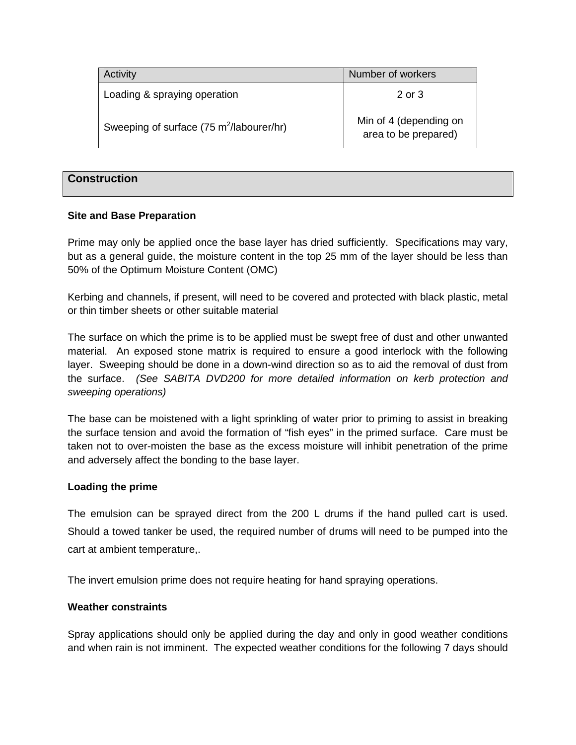| Activity | Number of workers |
| --- | --- |
| Loading & spraying operation | 2 or 3 |
| Sweeping of surface (75 $m^2$/labourer/hr) | Min of 4 (depending on area to be prepared) |

## Construction

### Site and Base Preparation

Prime may only be applied once the base layer has dried sufficiently. Specifications may vary, but as a general guide, the moisture content in the top 25 mm of the layer should be less than 50% of the Optimum Moisture Content (OMC)

Kerbing and channels, if present, will need to be covered and protected with black plastic, metal or thin timber sheets or other suitable material

The surface on which the prime is to be applied must be swept free of dust and other unwanted material. An exposed stone matrix is required to ensure a good interlock with the following layer. Sweeping should be done in a down-wind direction so as to aid the removal of dust from the surface. *(See SABITA DVD200 for more detailed information on kerb protection and sweeping operations)*

The base can be moistened with a light sprinkling of water prior to priming to assist in breaking the surface tension and avoid the formation of "fish eyes" in the primed surface. Care must be taken not to over-moisten the base as the excess moisture will inhibit penetration of the prime and adversely affect the bonding to the base layer.

### Loading the prime

The emulsion can be sprayed direct from the 200 L drums if the hand pulled cart is used. Should a towed tanker be used, the required number of drums will need to be pumped into the cart at ambient temperature,.

The invert emulsion prime does not require heating for hand spraying operations.

### Weather constraints

Spray applications should only be applied during the day and only in good weather conditions and when rain is not imminent. The expected weather conditions for the following 7 days should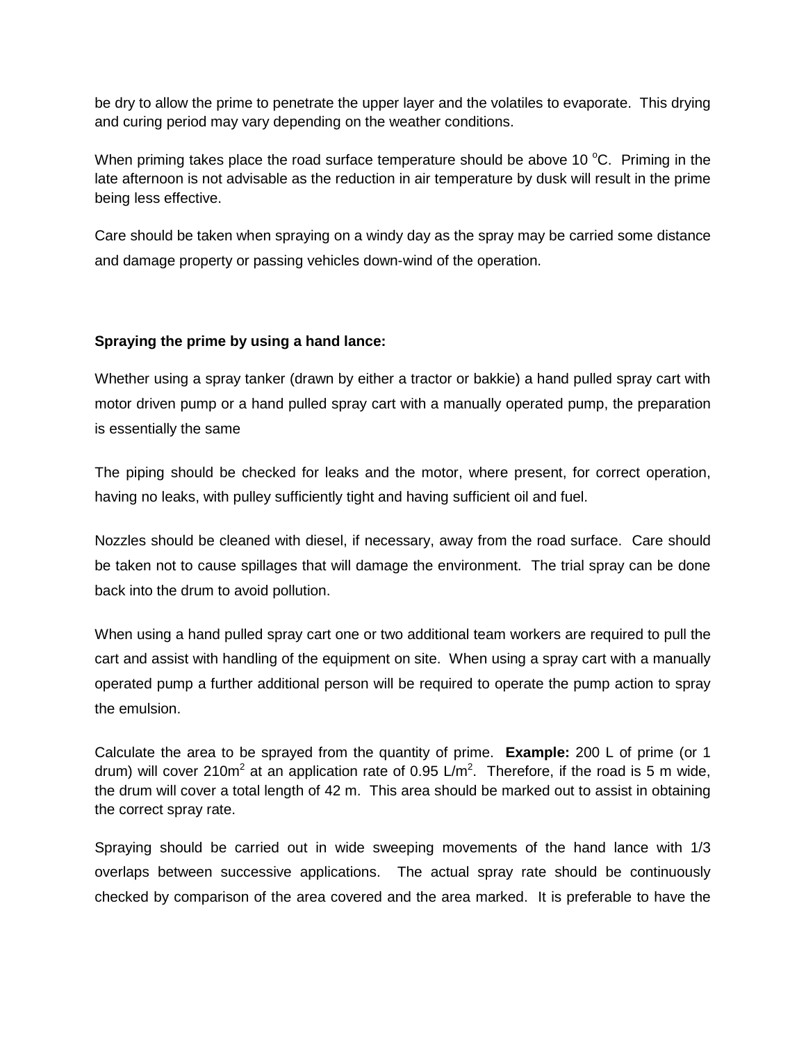be dry to allow the prime to penetrate the upper layer and the volatiles to evaporate. This drying and curing period may vary depending on the weather conditions.

When priming takes place the road surface temperature should be above 10 $^{o}$C. Priming in the late afternoon is not advisable as the reduction in air temperature by dusk will result in the prime being less effective.

Care should be taken when spraying on a windy day as the spray may be carried some distance and damage property or passing vehicles down-wind of the operation.

**Spraying the prime by using a hand lance:**

Whether using a spray tanker (drawn by either a tractor or bakkie) a hand pulled spray cart with motor driven pump or a hand pulled spray cart with a manually operated pump, the preparation is essentially the same

The piping should be checked for leaks and the motor, where present, for correct operation, having no leaks, with pulley sufficiently tight and having sufficient oil and fuel.

Nozzles should be cleaned with diesel, if necessary, away from the road surface. Care should be taken not to cause spillages that will damage the environment. The trial spray can be done back into the drum to avoid pollution.

When using a hand pulled spray cart one or two additional team workers are required to pull the cart and assist with handling of the equipment on site. When using a spray cart with a manually operated pump a further additional person will be required to operate the pump action to spray the emulsion.

Calculate the area to be sprayed from the quantity of prime. **Example:** 200 L of prime (or 1 drum) will cover 210m$^2$ at an application rate of 0.95 L/m$^2$. Therefore, if the road is 5 m wide, the drum will cover a total length of 42 m. This area should be marked out to assist in obtaining the correct spray rate.

Spraying should be carried out in wide sweeping movements of the hand lance with 1/3 overlaps between successive applications. The actual spray rate should be continuously checked by comparison of the area covered and the area marked. It is preferable to have the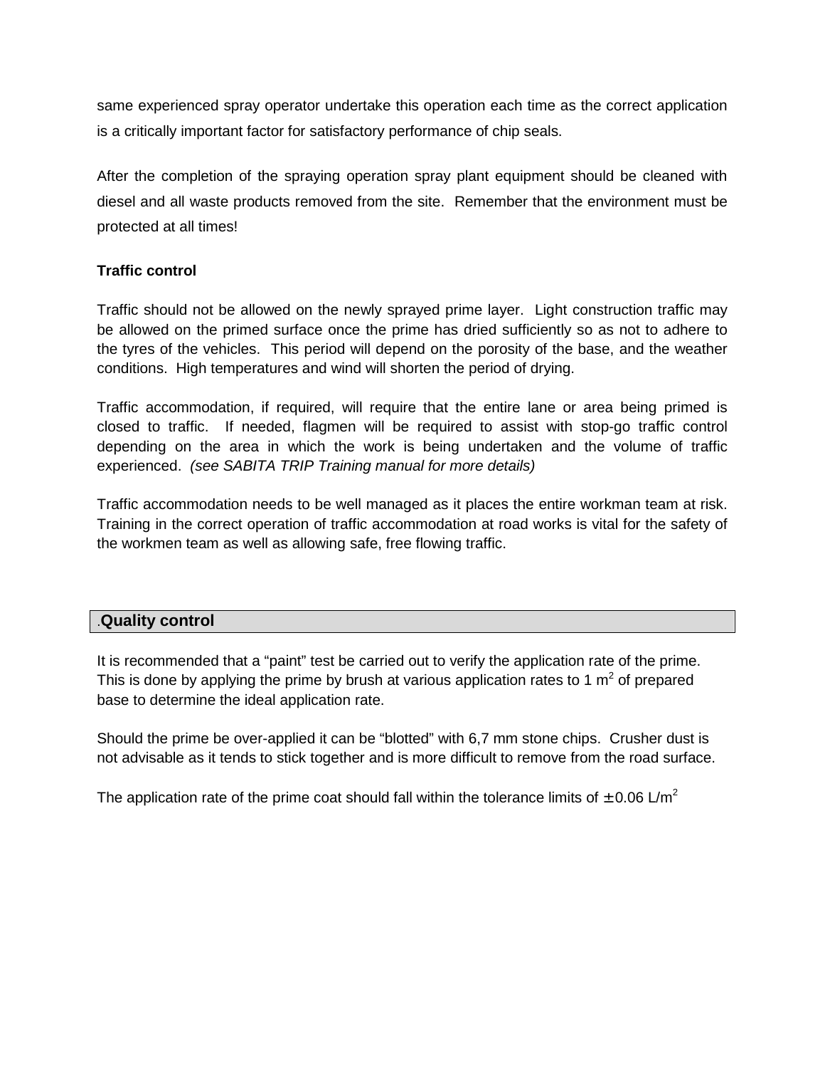same experienced spray operator undertake this operation each time as the correct application is a critically important factor for satisfactory performance of chip seals.

After the completion of the spraying operation spray plant equipment should be cleaned with diesel and all waste products removed from the site. Remember that the environment must be protected at all times!

**Traffic control**

Traffic should not be allowed on the newly sprayed prime layer. Light construction traffic may be allowed on the primed surface once the prime has dried sufficiently so as not to adhere to the tyres of the vehicles. This period will depend on the porosity of the base, and the weather conditions. High temperatures and wind will shorten the period of drying.

Traffic accommodation, if required, will require that the entire lane or area being primed is closed to traffic. If needed, flagmen will be required to assist with stop-go traffic control depending on the area in which the work is being undertaken and the volume of traffic experienced. *(see SABITA TRIP Training manual for more details)*

Traffic accommodation needs to be well managed as it places the entire workman team at risk. Training in the correct operation of traffic accommodation at road works is vital for the safety of the workmen team as well as allowing safe, free flowing traffic.

## .Quality control

It is recommended that a "paint" test be carried out to verify the application rate of the prime. This is done by applying the prime by brush at various application rates to 1 $m^2$ of prepared base to determine the ideal application rate.

Should the prime be over-applied it can be "blotted" with 6,7 mm stone chips. Crusher dust is not advisable as it tends to stick together and is more difficult to remove from the road surface.

The application rate of the prime coat should fall within the tolerance limits of $\pm$ 0.06 L/$m^2$